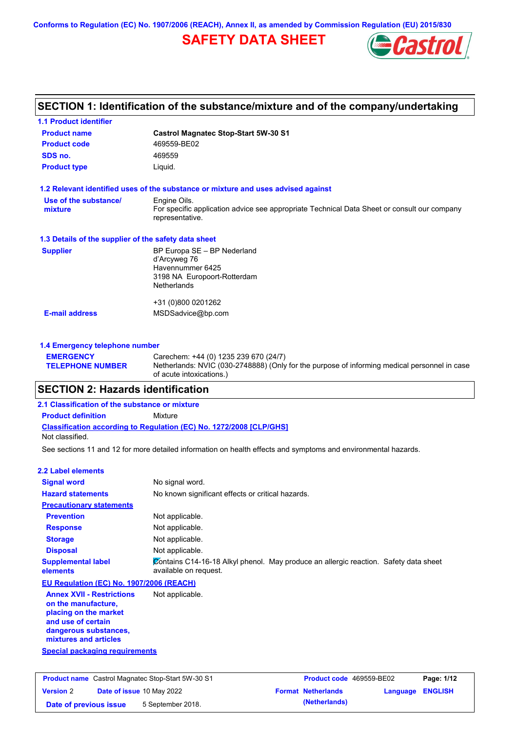Conforms to Regulation (EC) No. 1907/2006 (REACH), Annex II, as amended by Commission Regulation (EU) 2015/830

# SAFETY DATA SHEET

## SECTION 1: Identification of the substance/mixture and of the company/undertaking

### 1.1 Product identifier

| | |
|---|---|
| **Product name** | **Castrol Magnatec Stop-Start 5W-30 S1** |
| **Product code** | 469559-BE02 |
| **SDS no.** | 469559 |
| **Product type** | Liquid. |

### 1.2 Relevant identified uses of the substance or mixture and uses advised against

**Use of the substance/ mixture**: Engine Oils.
For specific application advice see appropriate Technical Data Sheet or consult our company representative.

### 1.3 Details of the supplier of the safety data sheet

**Supplier**

BP Europa SE – BP Nederland
d'Arcyweg 76
Havennummer 6425
3198 NA Europoort-Rotterdam
Netherlands

+31 (0)800 0201262

**E-mail address**: MSDSadvice@bp.com

### 1.4 Emergency telephone number

**EMERGENCY TELEPHONE NUMBER**: Carechem: +44 (0) 1235 239 670 (24/7)
Netherlands: NVIC (030-2748888) (Only for the purpose of informing medical personnel in case of acute intoxications.)

## SECTION 2: Hazards identification

### 2.1 Classification of the substance or mixture

**Product definition**: Mixture

**Classification according to Regulation (EC) No. 1272/2008 [CLP/GHS]**

Not classified.

See sections 11 and 12 for more detailed information on health effects and symptoms and environmental hazards.

### 2.2 Label elements

| | |
|---|---|
| **Signal word** | No signal word. |
| **Hazard statements** | No known significant effects or critical hazards. |

**Precautionary statements**

| | |
|---|---|
| **Prevention** | Not applicable. |
| **Response** | Not applicable. |
| **Storage** | Not applicable. |
| **Disposal** | Not applicable. |
| **Supplemental label elements** | Contains C14-16-18 Alkyl phenol. May produce an allergic reaction. Safety data sheet available on request. |

**EU Regulation (EC) No. 1907/2006 (REACH)**

**Annex XVII - Restrictions on the manufacture, placing on the market and use of certain dangerous substances, mixtures and articles**: Not applicable.

**Special packaging requirements**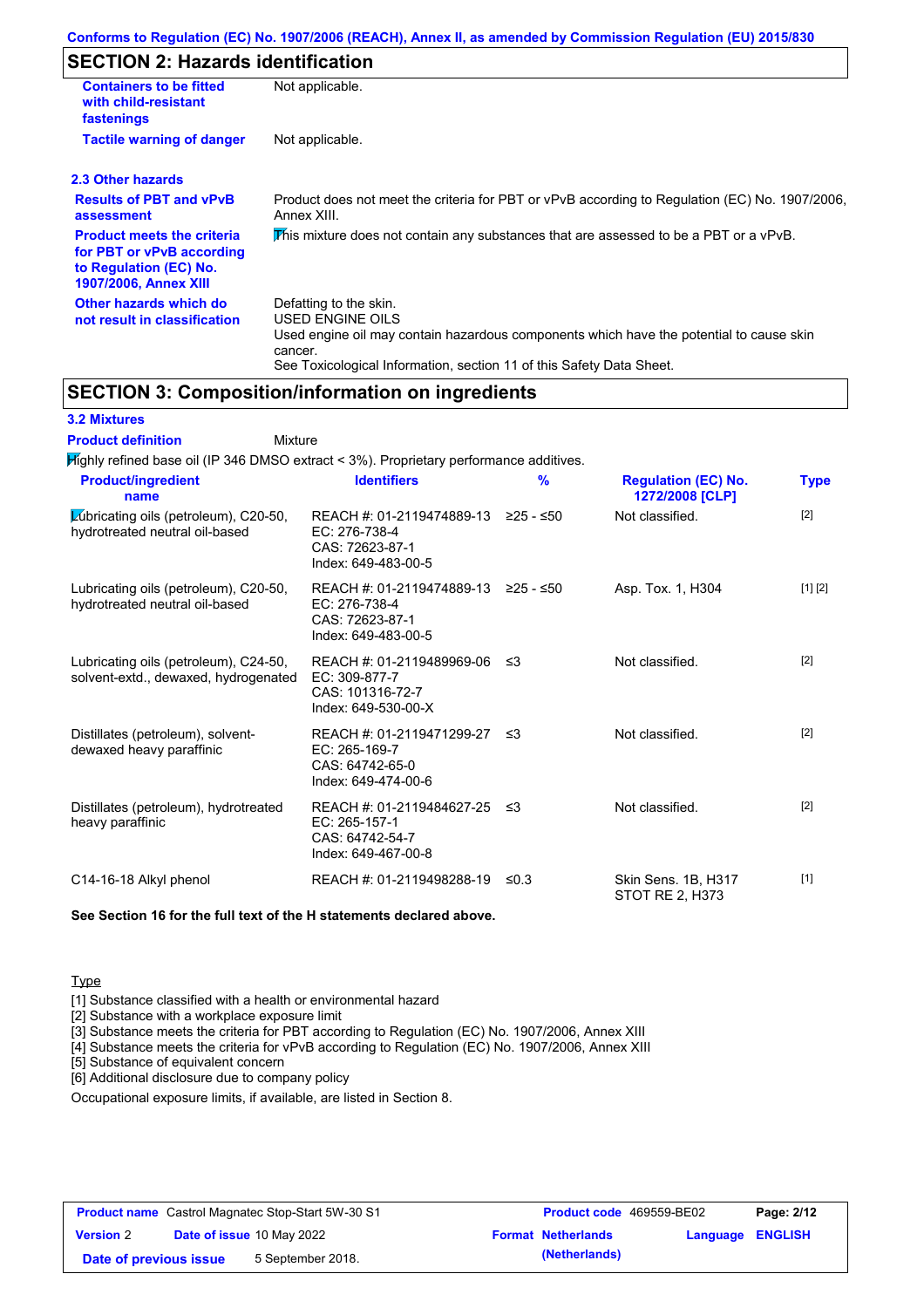Conforms to Regulation (EC) No. 1907/2006 (REACH), Annex II, as amended by Commission Regulation (EU) 2015/830

## SECTION 2: Hazards identification

| | |
|---|---|
| **Containers to be fitted with child-resistant fastenings** | Not applicable. |
| **Tactile warning of danger** | Not applicable. |

### 2.3 Other hazards

| | |
|---|---|
| **Results of PBT and vPvB assessment** | Product does not meet the criteria for PBT or vPvB according to Regulation (EC) No. 1907/2006, Annex XIII. |
| **Product meets the criteria for PBT or vPvB according to Regulation (EC) No. 1907/2006, Annex XIII** | This mixture does not contain any substances that are assessed to be a PBT or a vPvB. |
| **Other hazards which do not result in classification** | Defatting to the skin.<br>USED ENGINE OILS<br>Used engine oil may contain hazardous components which have the potential to cause skin cancer.<br>See Toxicological Information, section 11 of this Safety Data Sheet. |

## SECTION 3: Composition/information on ingredients

### 3.2 Mixtures

**Product definition** Mixture

Highly refined base oil (IP 346 DMSO extract < 3%). Proprietary performance additives.

| Product/ingredient name | Identifiers | % | Regulation (EC) No. 1272/2008 [CLP] | Type |
|---|---|---|---|---|
| Lubricating oils (petroleum), C20-50, hydrotreated neutral oil-based | REACH #: 01-2119474889-13<br>EC: 276-738-4<br>CAS: 72623-87-1<br>Index: 649-483-00-5 | ≥25 - ≤50 | Not classified. | [2] |
| Lubricating oils (petroleum), C20-50, hydrotreated neutral oil-based | REACH #: 01-2119474889-13<br>EC: 276-738-4<br>CAS: 72623-87-1<br>Index: 649-483-00-5 | ≥25 - ≤50 | Asp. Tox. 1, H304 | [1] [2] |
| Lubricating oils (petroleum), C24-50, solvent-extd., dewaxed, hydrogenated | REACH #: 01-2119489969-06<br>EC: 309-877-7<br>CAS: 101316-72-7<br>Index: 649-530-00-X | ≤3 | Not classified. | [2] |
| Distillates (petroleum), solvent-dewaxed heavy paraffinic | REACH #: 01-2119471299-27<br>EC: 265-169-7<br>CAS: 64742-65-0<br>Index: 649-474-00-6 | ≤3 | Not classified. | [2] |
| Distillates (petroleum), hydrotreated heavy paraffinic | REACH #: 01-2119484627-25<br>EC: 265-157-1<br>CAS: 64742-54-7<br>Index: 649-467-00-8 | ≤3 | Not classified. | [2] |
| C14-16-18 Alkyl phenol | REACH #: 01-2119498288-19 | ≤0.3 | Skin Sens. 1B, H317<br>STOT RE 2, H373 | [1] |

**See Section 16 for the full text of the H statements declared above.**

Type

[1] Substance classified with a health or environmental hazard
[2] Substance with a workplace exposure limit
[3] Substance meets the criteria for PBT according to Regulation (EC) No. 1907/2006, Annex XIII
[4] Substance meets the criteria for vPvB according to Regulation (EC) No. 1907/2006, Annex XIII
[5] Substance of equivalent concern
[6] Additional disclosure due to company policy

Occupational exposure limits, if available, are listed in Section 8.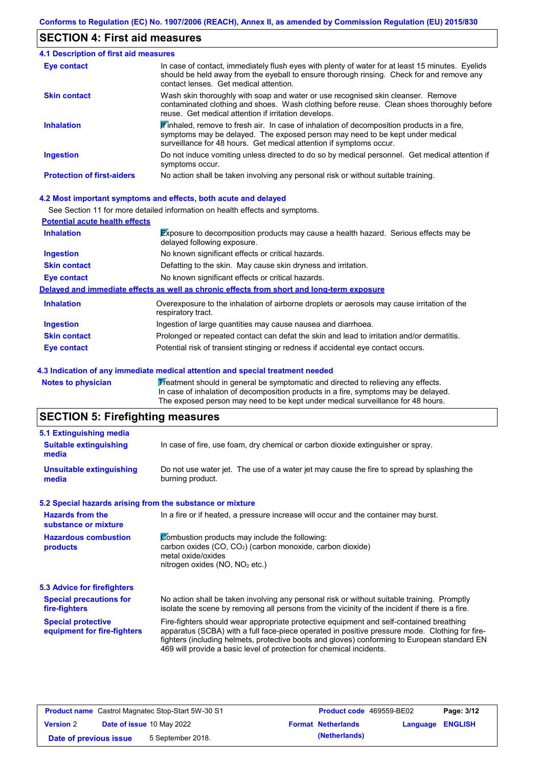## SECTION 4: First aid measures

### 4.1 Description of first aid measures

| | |
|---|---|
| **Eye contact** | In case of contact, immediately flush eyes with plenty of water for at least 15 minutes. Eyelids should be held away from the eyeball to ensure thorough rinsing. Check for and remove any contact lenses. Get medical attention. |
| **Skin contact** | Wash skin thoroughly with soap and water or use recognised skin cleanser. Remove contaminated clothing and shoes. Wash clothing before reuse. Clean shoes thoroughly before reuse. Get medical attention if irritation develops. |
| **Inhalation** | If inhaled, remove to fresh air. In case of inhalation of decomposition products in a fire, symptoms may be delayed. The exposed person may need to be kept under medical surveillance for 48 hours. Get medical attention if symptoms occur. |
| **Ingestion** | Do not induce vomiting unless directed to do so by medical personnel. Get medical attention if symptoms occur. |
| **Protection of first-aiders** | No action shall be taken involving any personal risk or without suitable training. |

### 4.2 Most important symptoms and effects, both acute and delayed

See Section 11 for more detailed information on health effects and symptoms.

**Potential acute health effects**

| | |
|---|---|
| **Inhalation** | Exposure to decomposition products may cause a health hazard. Serious effects may be delayed following exposure. |
| **Ingestion** | No known significant effects or critical hazards. |
| **Skin contact** | Defatting to the skin. May cause skin dryness and irritation. |
| **Eye contact** | No known significant effects or critical hazards. |

**Delayed and immediate effects as well as chronic effects from short and long-term exposure**

| | |
|---|---|
| **Inhalation** | Overexposure to the inhalation of airborne droplets or aerosols may cause irritation of the respiratory tract. |
| **Ingestion** | Ingestion of large quantities may cause nausea and diarrhoea. |
| **Skin contact** | Prolonged or repeated contact can defat the skin and lead to irritation and/or dermatitis. |
| **Eye contact** | Potential risk of transient stinging or redness if accidental eye contact occurs. |

### 4.3 Indication of any immediate medical attention and special treatment needed

| | |
|---|---|
| **Notes to physician** | Treatment should in general be symptomatic and directed to relieving any effects. In case of inhalation of decomposition products in a fire, symptoms may be delayed. The exposed person may need to be kept under medical surveillance for 48 hours. |

## SECTION 5: Firefighting measures

### 5.1 Extinguishing media

| | |
|---|---|
| **Suitable extinguishing media** | In case of fire, use foam, dry chemical or carbon dioxide extinguisher or spray. |
| **Unsuitable extinguishing media** | Do not use water jet. The use of a water jet may cause the fire to spread by splashing the burning product. |

### 5.2 Special hazards arising from the substance or mixture

| | |
|---|---|
| **Hazards from the substance or mixture** | In a fire or if heated, a pressure increase will occur and the container may burst. |
| **Hazardous combustion products** | Combustion products may include the following:<br>carbon oxides ($CO$, $CO_2$) (carbon monoxide, carbon dioxide)<br>metal oxide/oxides<br>nitrogen oxides ($NO$, $NO_2$ etc.) |

### 5.3 Advice for firefighters

| | |
|---|---|
| **Special precautions for fire-fighters** | No action shall be taken involving any personal risk or without suitable training. Promptly isolate the scene by removing all persons from the vicinity of the incident if there is a fire. |
| **Special protective equipment for fire-fighters** | Fire-fighters should wear appropriate protective equipment and self-contained breathing apparatus (SCBA) with a full face-piece operated in positive pressure mode. Clothing for fire-fighters (including helmets, protective boots and gloves) conforming to European standard EN 469 will provide a basic level of protection for chemical incidents. |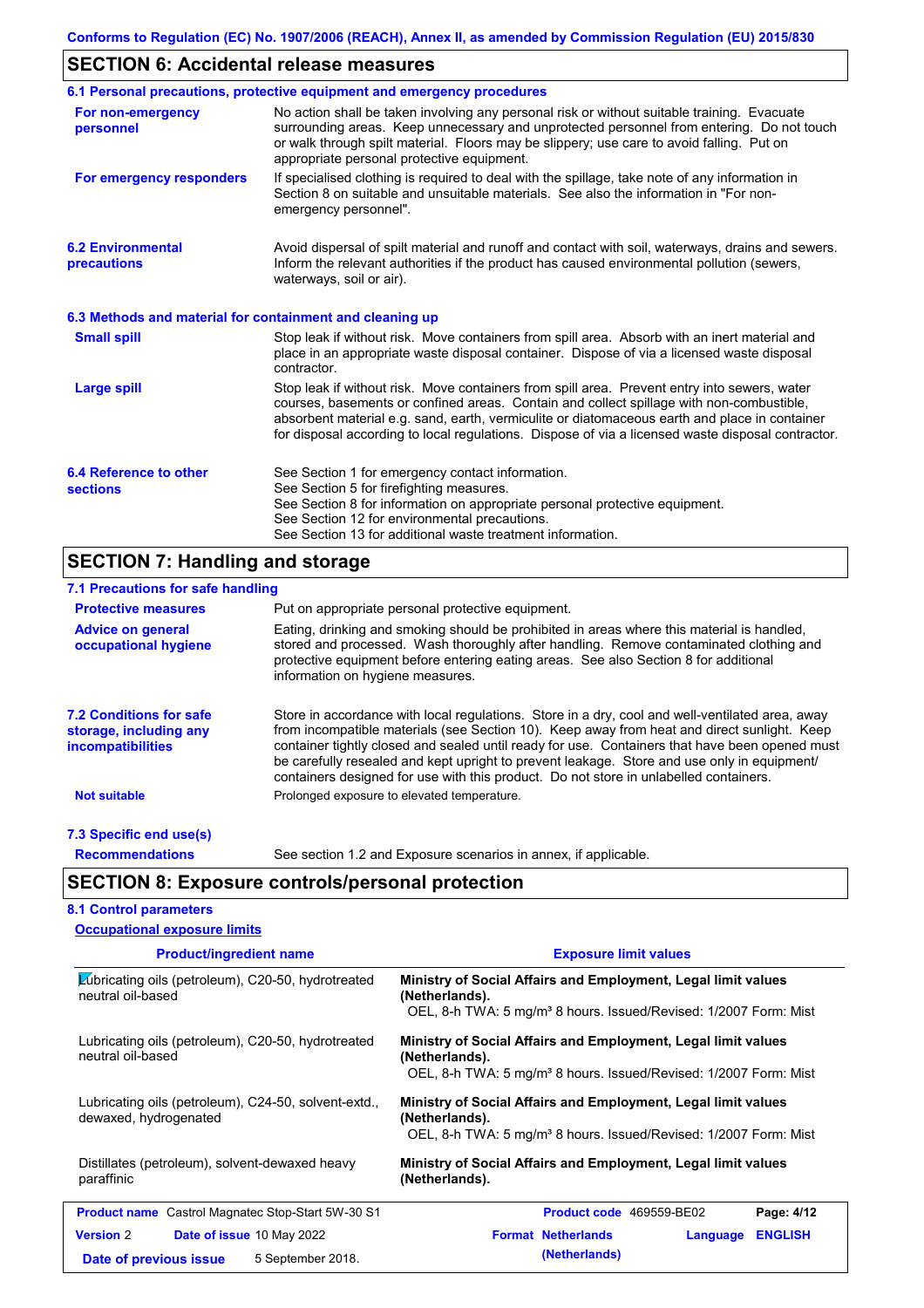## SECTION 6: Accidental release measures

### 6.1 Personal precautions, protective equipment and emergency procedures

**For non-emergency personnel**
No action shall be taken involving any personal risk or without suitable training. Evacuate surrounding areas. Keep unnecessary and unprotected personnel from entering. Do not touch or walk through spilt material. Floors may be slippery; use care to avoid falling. Put on appropriate personal protective equipment.

**For emergency responders**
If specialised clothing is required to deal with the spillage, take note of any information in Section 8 on suitable and unsuitable materials. See also the information in "For non-emergency personnel".

### 6.2 Environmental precautions

Avoid dispersal of spilt material and runoff and contact with soil, waterways, drains and sewers. Inform the relevant authorities if the product has caused environmental pollution (sewers, waterways, soil or air).

### 6.3 Methods and material for containment and cleaning up

**Small spill**
Stop leak if without risk. Move containers from spill area. Absorb with an inert material and place in an appropriate waste disposal container. Dispose of via a licensed waste disposal contractor.

**Large spill**
Stop leak if without risk. Move containers from spill area. Prevent entry into sewers, water courses, basements or confined areas. Contain and collect spillage with non-combustible, absorbent material e.g. sand, earth, vermiculite or diatomaceous earth and place in container for disposal according to local regulations. Dispose of via a licensed waste disposal contractor.

### 6.4 Reference to other sections

See Section 1 for emergency contact information.
See Section 5 for firefighting measures.
See Section 8 for information on appropriate personal protective equipment.
See Section 12 for environmental precautions.
See Section 13 for additional waste treatment information.

## SECTION 7: Handling and storage

### 7.1 Precautions for safe handling

**Protective measures**
Put on appropriate personal protective equipment.

**Advice on general occupational hygiene**
Eating, drinking and smoking should be prohibited in areas where this material is handled, stored and processed. Wash thoroughly after handling. Remove contaminated clothing and protective equipment before entering eating areas. See also Section 8 for additional information on hygiene measures.

### 7.2 Conditions for safe storage, including any incompatibilities

Store in accordance with local regulations. Store in a dry, cool and well-ventilated area, away from incompatible materials (see Section 10). Keep away from heat and direct sunlight. Keep container tightly closed and sealed until ready for use. Containers that have been opened must be carefully resealed and kept upright to prevent leakage. Store and use only in equipment/ containers designed for use with this product. Do not store in unlabelled containers.

**Not suitable**
Prolonged exposure to elevated temperature.

### 7.3 Specific end use(s)

**Recommendations**
See section 1.2 and Exposure scenarios in annex, if applicable.

## SECTION 8: Exposure controls/personal protection

### 8.1 Control parameters

**Occupational exposure limits**

| Product/ingredient name | Exposure limit values |
|---|---|
| Lubricating oils (petroleum), C20-50, hydrotreated neutral oil-based | **Ministry of Social Affairs and Employment, Legal limit values (Netherlands).** OEL, 8-h TWA: 5 mg/m³ 8 hours. Issued/Revised: 1/2007 Form: Mist |
| Lubricating oils (petroleum), C20-50, hydrotreated neutral oil-based | **Ministry of Social Affairs and Employment, Legal limit values (Netherlands).** OEL, 8-h TWA: 5 mg/m³ 8 hours. Issued/Revised: 1/2007 Form: Mist |
| Lubricating oils (petroleum), C24-50, solvent-extd., dewaxed, hydrogenated | **Ministry of Social Affairs and Employment, Legal limit values (Netherlands).** OEL, 8-h TWA: 5 mg/m³ 8 hours. Issued/Revised: 1/2007 Form: Mist |
| Distillates (petroleum), solvent-dewaxed heavy paraffinic | **Ministry of Social Affairs and Employment, Legal limit values (Netherlands).** |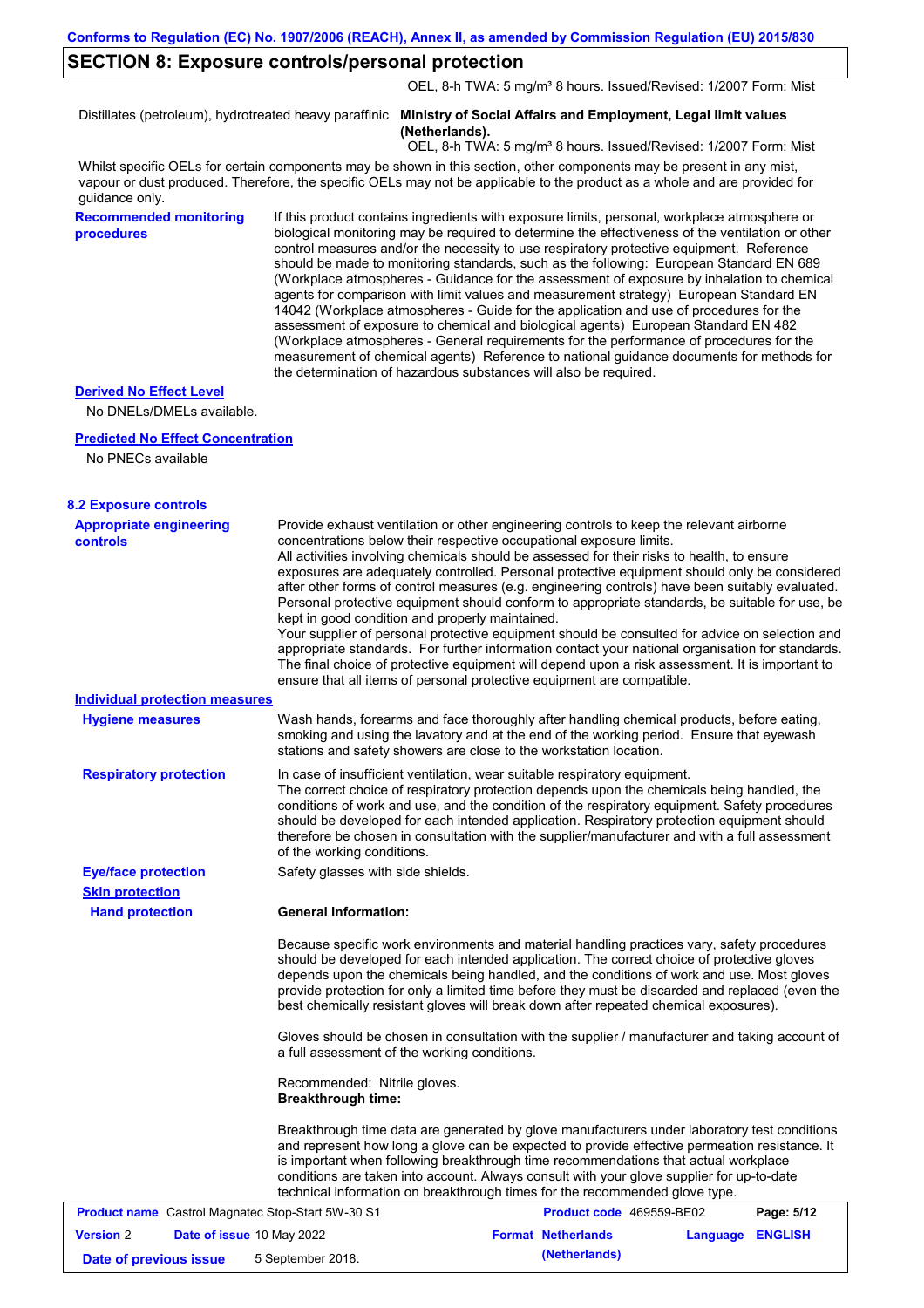## SECTION 8: Exposure controls/personal protection

OEL, 8-h TWA: 5 mg/m³ 8 hours. Issued/Revised: 1/2007 Form: Mist

Distillates (petroleum), hydrotreated heavy paraffinic — **Ministry of Social Affairs and Employment, Legal limit values (Netherlands).**
OEL, 8-h TWA: 5 mg/m³ 8 hours. Issued/Revised: 1/2007 Form: Mist

Whilst specific OELs for certain components may be shown in this section, other components may be present in any mist, vapour or dust produced. Therefore, the specific OELs may not be applicable to the product as a whole and are provided for guidance only.

**Recommended monitoring procedures**

If this product contains ingredients with exposure limits, personal, workplace atmosphere or biological monitoring may be required to determine the effectiveness of the ventilation or other control measures and/or the necessity to use respiratory protective equipment. Reference should be made to monitoring standards, such as the following: European Standard EN 689 (Workplace atmospheres - Guidance for the assessment of exposure by inhalation to chemical agents for comparison with limit values and measurement strategy) European Standard EN 14042 (Workplace atmospheres - Guide for the application and use of procedures for the assessment of exposure to chemical and biological agents) European Standard EN 482 (Workplace atmospheres - General requirements for the performance of procedures for the measurement of chemical agents) Reference to national guidance documents for methods for the determination of hazardous substances will also be required.

**Derived No Effect Level**

No DNELs/DMELs available.

**Predicted No Effect Concentration**

No PNECs available

### 8.2 Exposure controls

**Appropriate engineering controls**

Provide exhaust ventilation or other engineering controls to keep the relevant airborne concentrations below their respective occupational exposure limits.
All activities involving chemicals should be assessed for their risks to health, to ensure exposures are adequately controlled. Personal protective equipment should only be considered after other forms of control measures (e.g. engineering controls) have been suitably evaluated. Personal protective equipment should conform to appropriate standards, be suitable for use, be kept in good condition and properly maintained.
Your supplier of personal protective equipment should be consulted for advice on selection and appropriate standards. For further information contact your national organisation for standards. The final choice of protective equipment will depend upon a risk assessment. It is important to ensure that all items of personal protective equipment are compatible.

**Individual protection measures**

**Hygiene measures**

Wash hands, forearms and face thoroughly after handling chemical products, before eating, smoking and using the lavatory and at the end of the working period. Ensure that eyewash stations and safety showers are close to the workstation location.

**Respiratory protection**

In case of insufficient ventilation, wear suitable respiratory equipment.
The correct choice of respiratory protection depends upon the chemicals being handled, the conditions of work and use, and the condition of the respiratory equipment. Safety procedures should be developed for each intended application. Respiratory protection equipment should therefore be chosen in consultation with the supplier/manufacturer and with a full assessment of the working conditions.

**Eye/face protection**

Safety glasses with side shields.

**Skin protection**

**Hand protection**

**General Information:**

Because specific work environments and material handling practices vary, safety procedures should be developed for each intended application. The correct choice of protective gloves depends upon the chemicals being handled, and the conditions of work and use. Most gloves provide protection for only a limited time before they must be discarded and replaced (even the best chemically resistant gloves will break down after repeated chemical exposures).

Gloves should be chosen in consultation with the supplier / manufacturer and taking account of a full assessment of the working conditions.

Recommended: Nitrile gloves.
**Breakthrough time:**

Breakthrough time data are generated by glove manufacturers under laboratory test conditions and represent how long a glove can be expected to provide effective permeation resistance. It is important when following breakthrough time recommendations that actual workplace conditions are taken into account. Always consult with your glove supplier for up-to-date technical information on breakthrough times for the recommended glove type.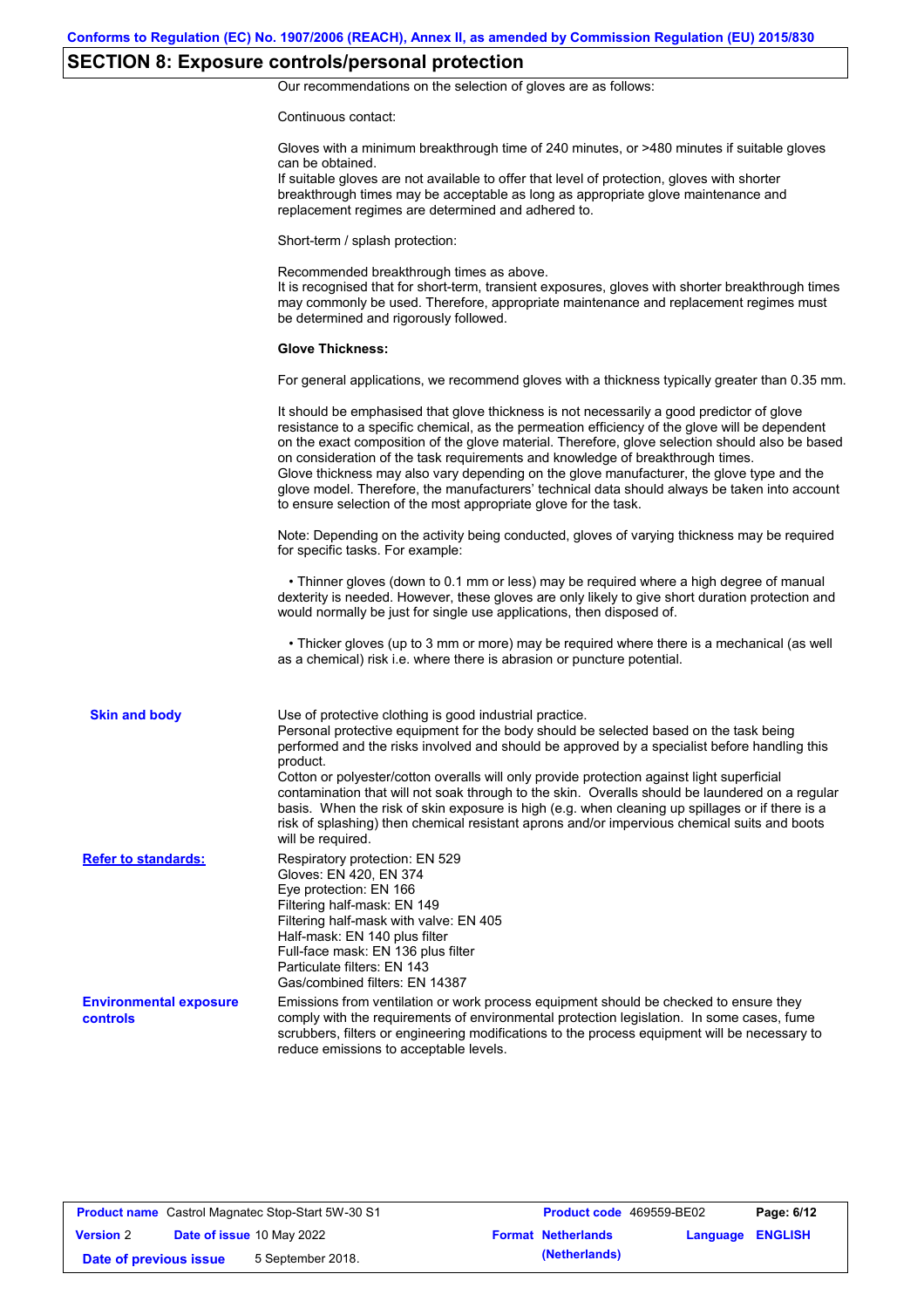## SECTION 8: Exposure controls/personal protection

Our recommendations on the selection of gloves are as follows:

Continuous contact:

Gloves with a minimum breakthrough time of 240 minutes, or >480 minutes if suitable gloves can be obtained.
If suitable gloves are not available to offer that level of protection, gloves with shorter breakthrough times may be acceptable as long as appropriate glove maintenance and replacement regimes are determined and adhered to.

Short-term / splash protection:

Recommended breakthrough times as above.
It is recognised that for short-term, transient exposures, gloves with shorter breakthrough times may commonly be used. Therefore, appropriate maintenance and replacement regimes must be determined and rigorously followed.

**Glove Thickness:**

For general applications, we recommend gloves with a thickness typically greater than 0.35 mm.

It should be emphasised that glove thickness is not necessarily a good predictor of glove resistance to a specific chemical, as the permeation efficiency of the glove will be dependent on the exact composition of the glove material. Therefore, glove selection should also be based on consideration of the task requirements and knowledge of breakthrough times.
Glove thickness may also vary depending on the glove manufacturer, the glove type and the glove model. Therefore, the manufacturers' technical data should always be taken into account to ensure selection of the most appropriate glove for the task.

Note: Depending on the activity being conducted, gloves of varying thickness may be required for specific tasks. For example:

• Thinner gloves (down to 0.1 mm or less) may be required where a high degree of manual dexterity is needed. However, these gloves are only likely to give short duration protection and would normally be just for single use applications, then disposed of.

• Thicker gloves (up to 3 mm or more) may be required where there is a mechanical (as well as a chemical) risk i.e. where there is abrasion or puncture potential.

**Skin and body**

Use of protective clothing is good industrial practice.
Personal protective equipment for the body should be selected based on the task being performed and the risks involved and should be approved by a specialist before handling this product.
Cotton or polyester/cotton overalls will only provide protection against light superficial contamination that will not soak through to the skin. Overalls should be laundered on a regular basis. When the risk of skin exposure is high (e.g. when cleaning up spillages or if there is a risk of splashing) then chemical resistant aprons and/or impervious chemical suits and boots will be required.

**Refer to standards:**

Respiratory protection: EN 529
Gloves: EN 420, EN 374
Eye protection: EN 166
Filtering half-mask: EN 149
Filtering half-mask with valve: EN 405
Half-mask: EN 140 plus filter
Full-face mask: EN 136 plus filter
Particulate filters: EN 143
Gas/combined filters: EN 14387

**Environmental exposure controls**

Emissions from ventilation or work process equipment should be checked to ensure they comply with the requirements of environmental protection legislation. In some cases, fume scrubbers, filters or engineering modifications to the process equipment will be necessary to reduce emissions to acceptable levels.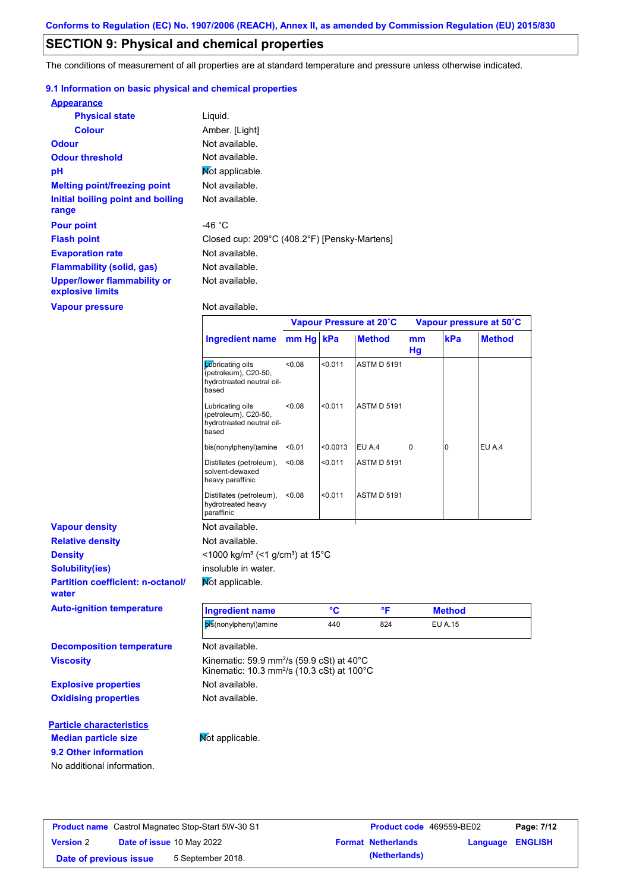## SECTION 9: Physical and chemical properties

The conditions of measurement of all properties are at standard temperature and pressure unless otherwise indicated.

### 9.1 Information on basic physical and chemical properties

**Appearance**

| | |
|---|---|
| **Physical state** | Liquid. |
| **Colour** | Amber. [Light] |
| **Odour** | Not available. |
| **Odour threshold** | Not available. |
| **pH** | Not applicable. |
| **Melting point/freezing point** | Not available. |
| **Initial boiling point and boiling range** | Not available. |
| **Pour point** | -46 °C |
| **Flash point** | Closed cup: 209°C (408.2°F) [Pensky-Martens] |
| **Evaporation rate** | Not available. |
| **Flammability (solid, gas)** | Not available. |
| **Upper/lower flammability or explosive limits** | Not available. |
| **Vapour pressure** | Not available. |

| | Vapour Pressure at 20˚C | | | Vapour pressure at 50˚C | | |
|---|---|---|---|---|---|---|
| **Ingredient name** | **mm Hg** | **kPa** | **Method** | **mm Hg** | **kPa** | **Method** |
| Lubricating oils (petroleum), C20-50, hydrotreated neutral oil-based | <0.08 | <0.011 | ASTM D 5191 | | | |
| Lubricating oils (petroleum), C20-50, hydrotreated neutral oil-based | <0.08 | <0.011 | ASTM D 5191 | | | |
| bis(nonylphenyl)amine | <0.01 | <0.0013 | EU A.4 | 0 | 0 | EU A.4 |
| Distillates (petroleum), solvent-dewaxed heavy paraffinic | <0.08 | <0.011 | ASTM D 5191 | | | |
| Distillates (petroleum), hydrotreated heavy paraffinic | <0.08 | <0.011 | ASTM D 5191 | | | |

| | |
|---|---|
| **Vapour density** | Not available. |
| **Relative density** | Not available. |
| **Density** | <1000 kg/m³ (<1 g/cm³) at 15°C |
| **Solubility(ies)** | insoluble in water. |
| **Partition coefficient: n-octanol/water** | Not applicable. |

**Auto-ignition temperature**

| Ingredient name | °C | °F | Method |
|---|---|---|---|
| bis(nonylphenyl)amine | 440 | 824 | EU A.15 |

| | |
|---|---|
| **Decomposition temperature** | Not available. |
| **Viscosity** | Kinematic: 59.9 mm²/s (59.9 cSt) at 40°C<br>Kinematic: 10.3 mm²/s (10.3 cSt) at 100°C |
| **Explosive properties** | Not available. |
| **Oxidising properties** | Not available. |

**Particle characteristics**

| | |
|---|---|
| **Median particle size** | Not applicable. |

### 9.2 Other information

No additional information.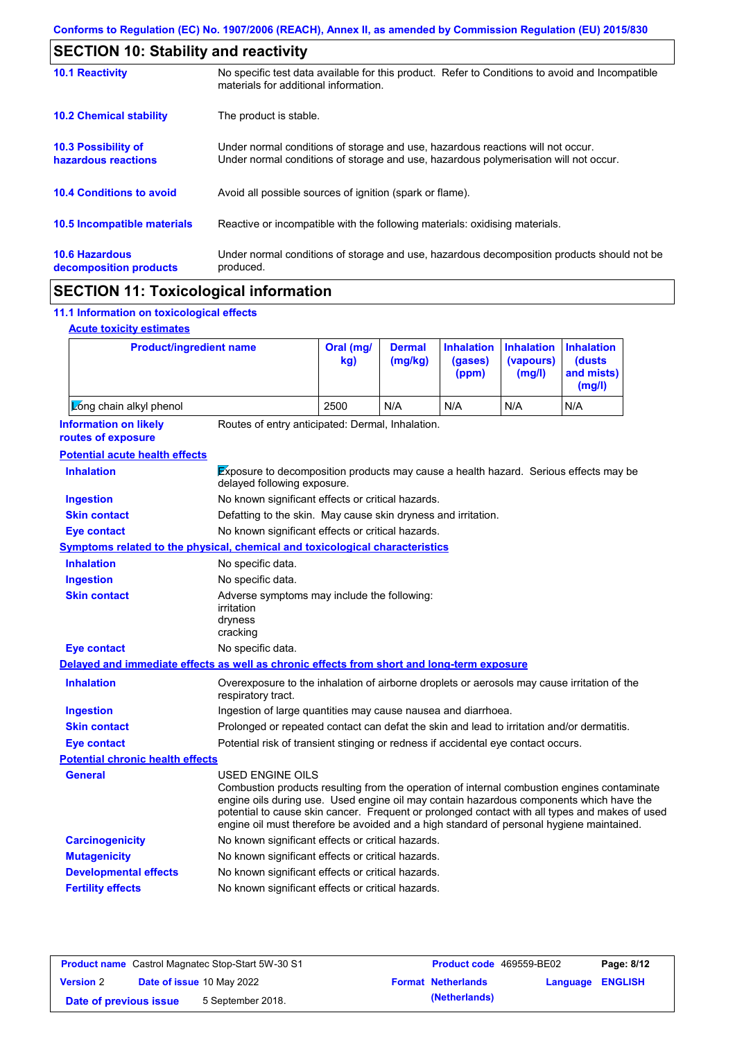Conforms to Regulation (EC) No. 1907/2006 (REACH), Annex II, as amended by Commission Regulation (EU) 2015/830

## SECTION 10: Stability and reactivity

| | |
|---|---|
| **10.1 Reactivity** | No specific test data available for this product. Refer to Conditions to avoid and Incompatible materials for additional information. |
| **10.2 Chemical stability** | The product is stable. |
| **10.3 Possibility of hazardous reactions** | Under normal conditions of storage and use, hazardous reactions will not occur. Under normal conditions of storage and use, hazardous polymerisation will not occur. |
| **10.4 Conditions to avoid** | Avoid all possible sources of ignition (spark or flame). |
| **10.5 Incompatible materials** | Reactive or incompatible with the following materials: oxidising materials. |
| **10.6 Hazardous decomposition products** | Under normal conditions of storage and use, hazardous decomposition products should not be produced. |

## SECTION 11: Toxicological information

### 11.1 Information on toxicological effects

**Acute toxicity estimates**

| Product/ingredient name | Oral (mg/kg) | Dermal (mg/kg) | Inhalation (gases) (ppm) | Inhalation (vapours) (mg/l) | Inhalation (dusts and mists) (mg/l) |
|---|---|---|---|---|---|
| Long chain alkyl phenol | 2500 | N/A | N/A | N/A | N/A |

**Information on likely routes of exposure**: Routes of entry anticipated: Dermal, Inhalation.

**Potential acute health effects**

| | |
|---|---|
| **Inhalation** | Exposure to decomposition products may cause a health hazard. Serious effects may be delayed following exposure. |
| **Ingestion** | No known significant effects or critical hazards. |
| **Skin contact** | Defatting to the skin. May cause skin dryness and irritation. |
| **Eye contact** | No known significant effects or critical hazards. |

**Symptoms related to the physical, chemical and toxicological characteristics**

| | |
|---|---|
| **Inhalation** | No specific data. |
| **Ingestion** | No specific data. |
| **Skin contact** | Adverse symptoms may include the following: irritation, dryness, cracking |
| **Eye contact** | No specific data. |

**Delayed and immediate effects as well as chronic effects from short and long-term exposure**

| | |
|---|---|
| **Inhalation** | Overexposure to the inhalation of airborne droplets or aerosols may cause irritation of the respiratory tract. |
| **Ingestion** | Ingestion of large quantities may cause nausea and diarrhoea. |
| **Skin contact** | Prolonged or repeated contact can defat the skin and lead to irritation and/or dermatitis. |
| **Eye contact** | Potential risk of transient stinging or redness if accidental eye contact occurs. |

**Potential chronic health effects**

| | |
|---|---|
| **General** | USED ENGINE OILS<br>Combustion products resulting from the operation of internal combustion engines contaminate engine oils during use. Used engine oil may contain hazardous components which have the potential to cause skin cancer. Frequent or prolonged contact with all types and makes of used engine oil must therefore be avoided and a high standard of personal hygiene maintained. |
| **Carcinogenicity** | No known significant effects or critical hazards. |
| **Mutagenicity** | No known significant effects or critical hazards. |
| **Developmental effects** | No known significant effects or critical hazards. |
| **Fertility effects** | No known significant effects or critical hazards. |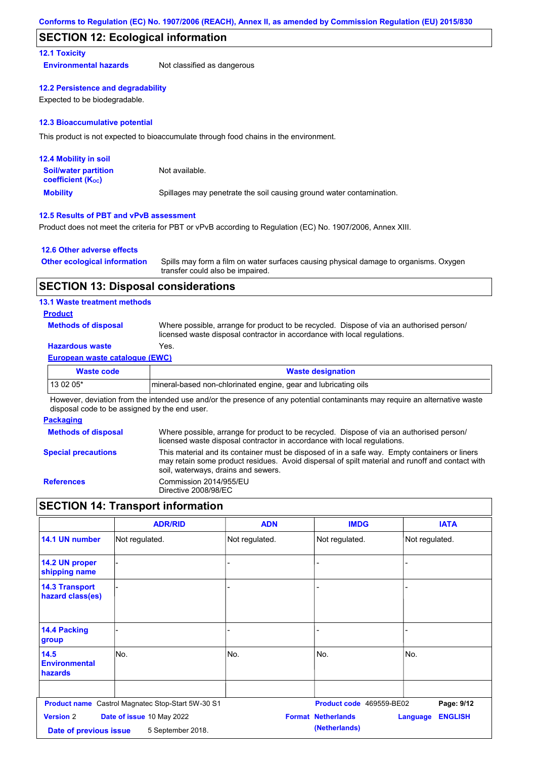Conforms to Regulation (EC) No. 1907/2006 (REACH), Annex II, as amended by Commission Regulation (EU) 2015/830

## SECTION 12: Ecological information

### 12.1 Toxicity

**Environmental hazards**: Not classified as dangerous

### 12.2 Persistence and degradability

Expected to be biodegradable.

### 12.3 Bioaccumulative potential

This product is not expected to bioaccumulate through food chains in the environment.

### 12.4 Mobility in soil

**Soil/water partition coefficient ($K_{OC}$)**: Not available.

**Mobility**: Spillages may penetrate the soil causing ground water contamination.

### 12.5 Results of PBT and vPvB assessment

Product does not meet the criteria for PBT or vPvB according to Regulation (EC) No. 1907/2006, Annex XIII.

### 12.6 Other adverse effects

**Other ecological information**: Spills may form a film on water surfaces causing physical damage to organisms. Oxygen transfer could also be impaired.

## SECTION 13: Disposal considerations

### 13.1 Waste treatment methods

**Product**

**Methods of disposal**: Where possible, arrange for product to be recycled. Dispose of via an authorised person/ licensed waste disposal contractor in accordance with local regulations.

**Hazardous waste**: Yes.

**European waste catalogue (EWC)**

| Waste code | Waste designation |
|---|---|
| 13 02 05* | mineral-based non-chlorinated engine, gear and lubricating oils |

However, deviation from the intended use and/or the presence of any potential contaminants may require an alternative waste disposal code to be assigned by the end user.

**Packaging**

**Methods of disposal**: Where possible, arrange for product to be recycled. Dispose of via an authorised person/ licensed waste disposal contractor in accordance with local regulations.

**Special precautions**: This material and its container must be disposed of in a safe way. Empty containers or liners may retain some product residues. Avoid dispersal of spilt material and runoff and contact with soil, waterways, drains and sewers.

**References**: Commission 2014/955/EU
Directive 2008/98/EC

## SECTION 14: Transport information

| | ADR/RID | ADN | IMDG | IATA |
|---|---|---|---|---|
| 14.1 UN number | Not regulated. | Not regulated. | Not regulated. | Not regulated. |
| 14.2 UN proper shipping name | - | - | - | - |
| 14.3 Transport hazard class(es) | - | - | - | - |
| 14.4 Packing group | - | - | - | - |
| 14.5 Environmental hazards | No. | No. | No. | No. |
| | | | | |

**Product name** Castrol Magnatec Stop-Start 5W-30 S1 **Product code** 469559-BE02
**Version** 2 **Date of issue** 10 May 2022 **Format** Netherlands (Netherlands) **Language** ENGLISH
**Date of previous issue** 5 September 2018.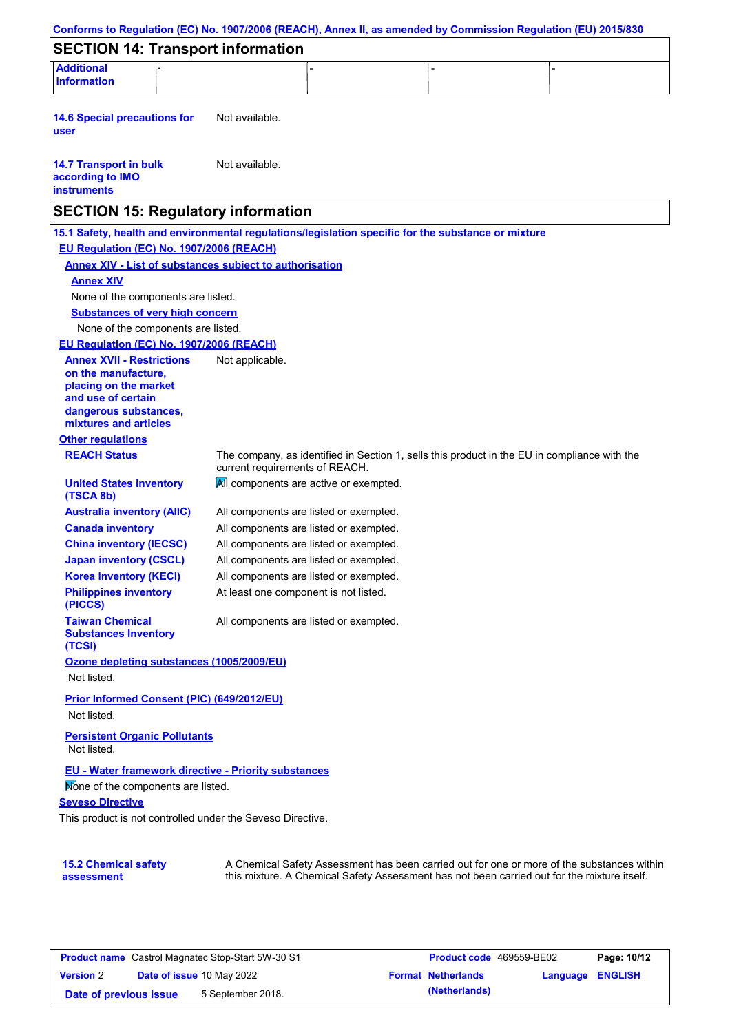## SECTION 14: Transport information

| Additional information | - | - | - | - |
|---|---|---|---|---|

**14.6 Special precautions for user** Not available.

**14.7 Transport in bulk according to IMO instruments** Not available.

## SECTION 15: Regulatory information

**15.1 Safety, health and environmental regulations/legislation specific for the substance or mixture**

**EU Regulation (EC) No. 1907/2006 (REACH)**

**Annex XIV - List of substances subject to authorisation**

**Annex XIV**

None of the components are listed.

**Substances of very high concern**

None of the components are listed.

**EU Regulation (EC) No. 1907/2006 (REACH)**

**Annex XVII - Restrictions on the manufacture, placing on the market and use of certain dangerous substances, mixtures and articles** Not applicable.

**Other regulations**

**REACH Status** The company, as identified in Section 1, sells this product in the EU in compliance with the current requirements of REACH.

**United States inventory (TSCA 8b)** All components are active or exempted.

**Australia inventory (AIIC)** All components are listed or exempted.

**Canada inventory** All components are listed or exempted.

**China inventory (IECSC)** All components are listed or exempted.

**Japan inventory (CSCL)** All components are listed or exempted.

**Korea inventory (KECI)** All components are listed or exempted.

**Philippines inventory (PICCS)** At least one component is not listed.

**Taiwan Chemical Substances Inventory (TCSI)** All components are listed or exempted.

**Ozone depleting substances (1005/2009/EU)**

Not listed.

**Prior Informed Consent (PIC) (649/2012/EU)**

Not listed.

**Persistent Organic Pollutants**

Not listed.

**EU - Water framework directive - Priority substances**

None of the components are listed.

**Seveso Directive**

This product is not controlled under the Seveso Directive.

**15.2 Chemical safety assessment** A Chemical Safety Assessment has been carried out for one or more of the substances within this mixture. A Chemical Safety Assessment has not been carried out for the mixture itself.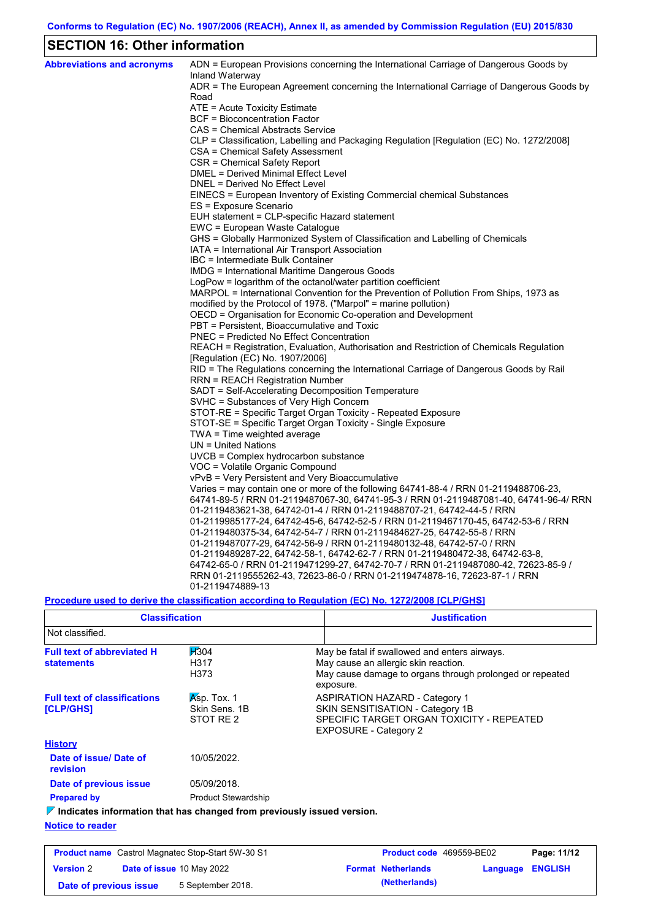## SECTION 16: Other information

**Abbreviations and acronyms**

ADN = European Provisions concerning the International Carriage of Dangerous Goods by Inland Waterway
ADR = The European Agreement concerning the International Carriage of Dangerous Goods by Road
ATE = Acute Toxicity Estimate
BCF = Bioconcentration Factor
CAS = Chemical Abstracts Service
CLP = Classification, Labelling and Packaging Regulation [Regulation (EC) No. 1272/2008]
CSA = Chemical Safety Assessment
CSR = Chemical Safety Report
DMEL = Derived Minimal Effect Level
DNEL = Derived No Effect Level
EINECS = European Inventory of Existing Commercial chemical Substances
ES = Exposure Scenario
EUH statement = CLP-specific Hazard statement
EWC = European Waste Catalogue
GHS = Globally Harmonized System of Classification and Labelling of Chemicals
IATA = International Air Transport Association
IBC = Intermediate Bulk Container
IMDG = International Maritime Dangerous Goods
LogPow = logarithm of the octanol/water partition coefficient
MARPOL = International Convention for the Prevention of Pollution From Ships, 1973 as modified by the Protocol of 1978. ("Marpol" = marine pollution)
OECD = Organisation for Economic Co-operation and Development
PBT = Persistent, Bioaccumulative and Toxic
PNEC = Predicted No Effect Concentration
REACH = Registration, Evaluation, Authorisation and Restriction of Chemicals Regulation [Regulation (EC) No. 1907/2006]
RID = The Regulations concerning the International Carriage of Dangerous Goods by Rail
RRN = REACH Registration Number
SADT = Self-Accelerating Decomposition Temperature
SVHC = Substances of Very High Concern
STOT-RE = Specific Target Organ Toxicity - Repeated Exposure
STOT-SE = Specific Target Organ Toxicity - Single Exposure
TWA = Time weighted average
UN = United Nations
UVCB = Complex hydrocarbon substance
VOC = Volatile Organic Compound
vPvB = Very Persistent and Very Bioaccumulative
Varies = may contain one or more of the following 64741-88-4 / RRN 01-2119488706-23, 64741-89-5 / RRN 01-2119487067-30, 64741-95-3 / RRN 01-2119487081-40, 64741-96-4/ RRN 01-2119483621-38, 64742-01-4 / RRN 01-2119488707-21, 64742-44-5 / RRN 01-2119985177-24, 64742-45-6, 64742-52-5 / RRN 01-2119467170-45, 64742-53-6 / RRN 01-2119480375-34, 64742-54-7 / RRN 01-2119484627-25, 64742-55-8 / RRN 01-2119487077-29, 64742-56-9 / RRN 01-2119480132-48, 64742-57-0 / RRN 01-2119489287-22, 64742-58-1, 64742-62-7 / RRN 01-2119480472-38, 64742-63-8, 64742-65-0 / RRN 01-2119471299-27, 64742-70-7 / RRN 01-2119487080-42, 72623-85-9 / RRN 01-2119555262-43, 72623-86-0 / RRN 01-2119474878-16, 72623-87-1 / RRN 01-2119474889-13

**Procedure used to derive the classification according to Regulation (EC) No. 1272/2008 [CLP/GHS]**

| Classification | Justification |
|---|---|
| Not classified. | |

**Full text of abbreviated H statements**

| | |
|---|---|
| H304 | May be fatal if swallowed and enters airways. |
| H317 | May cause an allergic skin reaction. |
| H373 | May cause damage to organs through prolonged or repeated exposure. |

**Full text of classifications [CLP/GHS]**

| | |
|---|---|
| Asp. Tox. 1 | ASPIRATION HAZARD - Category 1 |
| Skin Sens. 1B | SKIN SENSITISATION - Category 1B |
| STOT RE 2 | SPECIFIC TARGET ORGAN TOXICITY - REPEATED EXPOSURE - Category 2 |

**History**

**Date of issue/ Date of revision** 10/05/2022.

**Date of previous issue** 05/09/2018.

**Prepared by** Product Stewardship

**Indicates information that has changed from previously issued version.**

**Notice to reader**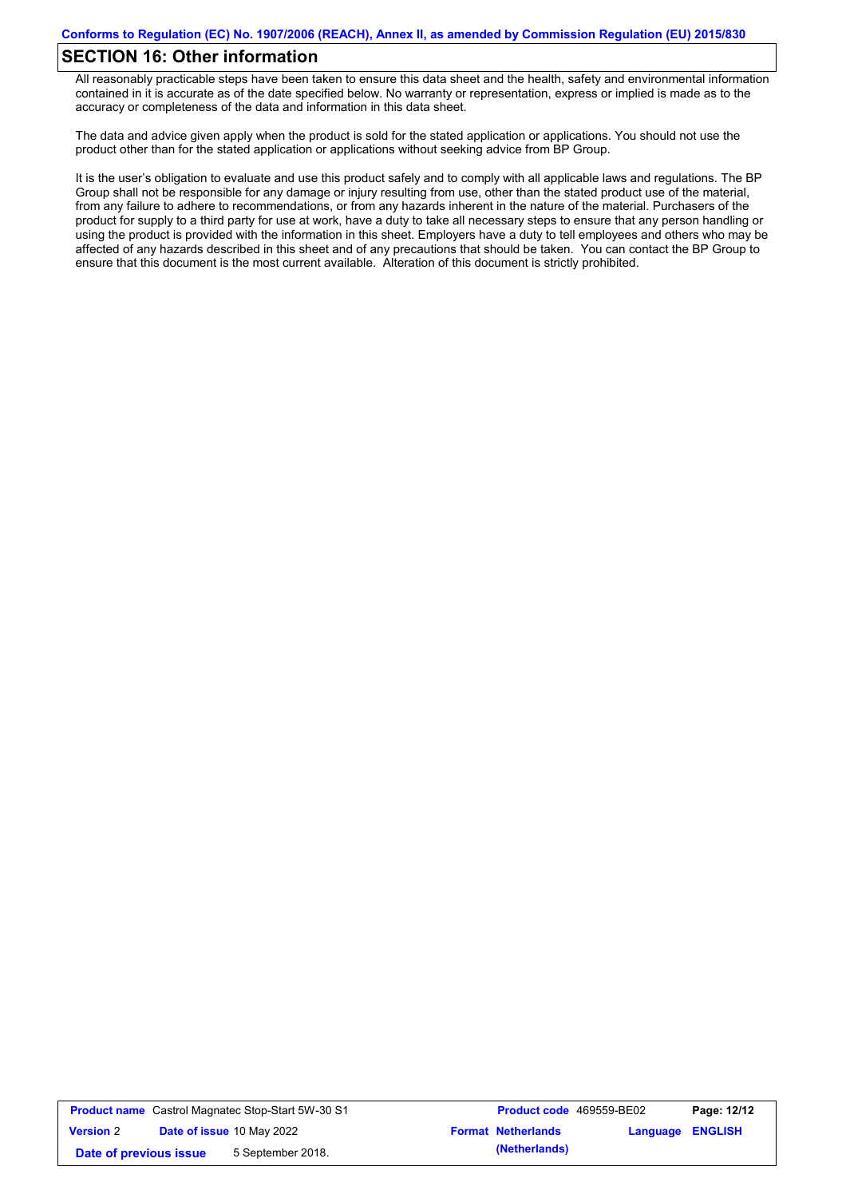## SECTION 16: Other information

All reasonably practicable steps have been taken to ensure this data sheet and the health, safety and environmental information contained in it is accurate as of the date specified below. No warranty or representation, express or implied is made as to the accuracy or completeness of the data and information in this data sheet.

The data and advice given apply when the product is sold for the stated application or applications. You should not use the product other than for the stated application or applications without seeking advice from BP Group.

It is the user's obligation to evaluate and use this product safely and to comply with all applicable laws and regulations. The BP Group shall not be responsible for any damage or injury resulting from use, other than the stated product use of the material, from any failure to adhere to recommendations, or from any hazards inherent in the nature of the material. Purchasers of the product for supply to a third party for use at work, have a duty to take all necessary steps to ensure that any person handling or using the product is provided with the information in this sheet. Employers have a duty to tell employees and others who may be affected of any hazards described in this sheet and of any precautions that should be taken. You can contact the BP Group to ensure that this document is the most current available. Alteration of this document is strictly prohibited.